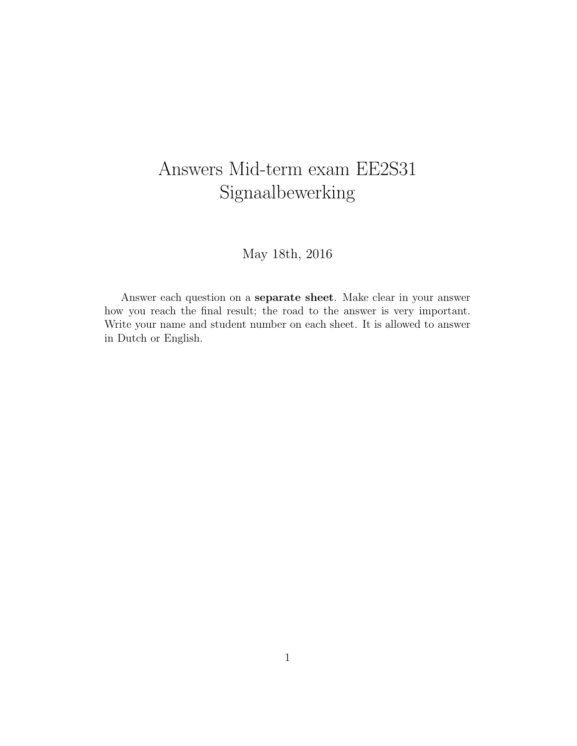# Answers Mid-term exam EE2S31 Signaalbewerking

May 18th, 2016

Answer each question on a **separate sheet**. Make clear in your answer how you reach the final result; the road to the answer is very important. Write your name and student number on each sheet. It is allowed to answer in Dutch or English.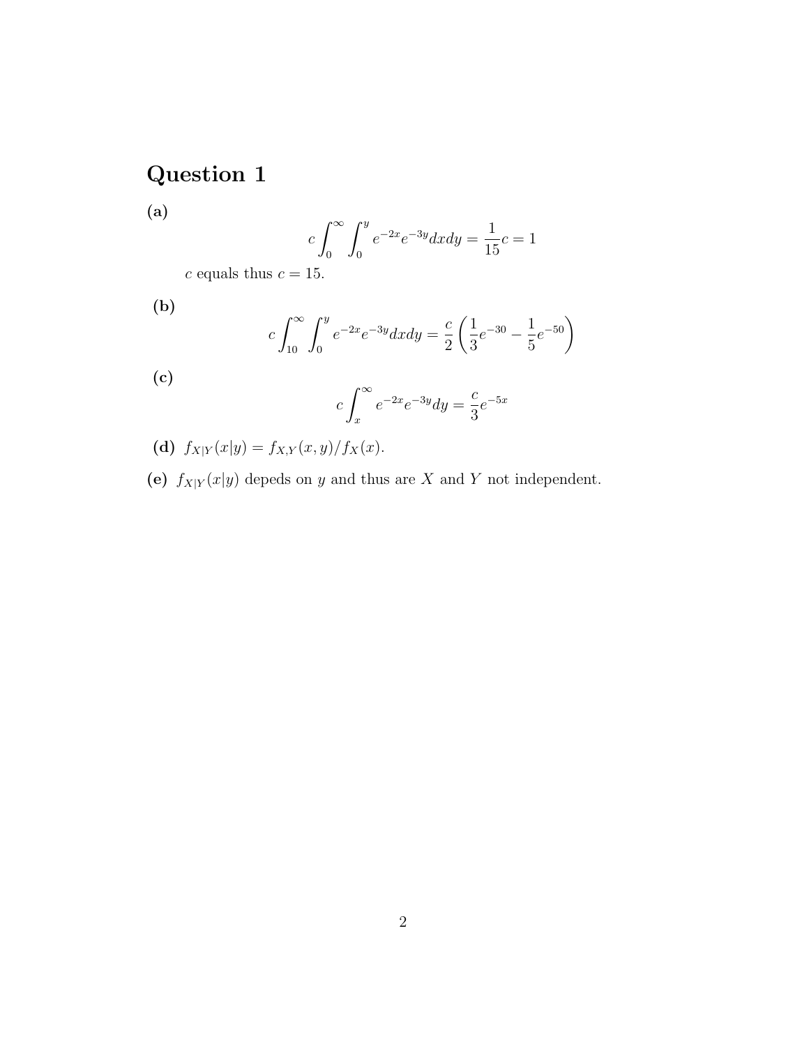# Question 1

**(a)**

$$c\int_0^\infty \int_0^y e^{-2x}e^{-3y}dxdy = \frac{1}{15}c = 1$$

$c$ equals thus $c = 15$.

**(b)**

$$c\int_{10}^\infty \int_0^y e^{-2x}e^{-3y}dxdy = \frac{c}{2}\left(\frac{1}{3}e^{-30} - \frac{1}{5}e^{-50}\right)$$

**(c)**

$$c\int_x^\infty e^{-2x}e^{-3y}dy = \frac{c}{3}e^{-5x}$$

**(d)** $f_{X|Y}(x|y) = f_{X,Y}(x,y)/f_X(x)$.

**(e)** $f_{X|Y}(x|y)$ depeds on $y$ and thus are $X$ and $Y$ not independent.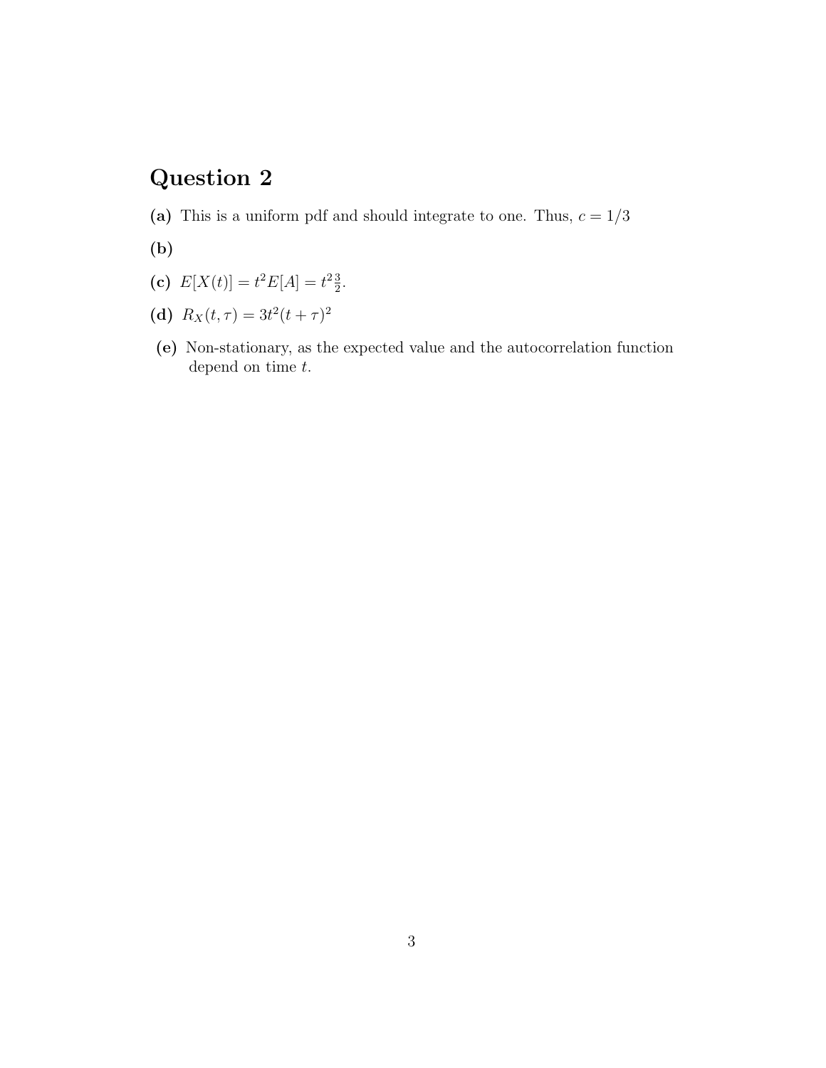## Question 2

**(a)** This is a uniform pdf and should integrate to one. Thus, $c = 1/3$

**(b)**

**(c)** $E[X(t)] = t^2 E[A] = t^2 \frac{3}{2}$.

**(d)** $R_X(t, \tau) = 3t^2(t + \tau)^2$

**(e)** Non-stationary, as the expected value and the autocorrelation function depend on time $t$.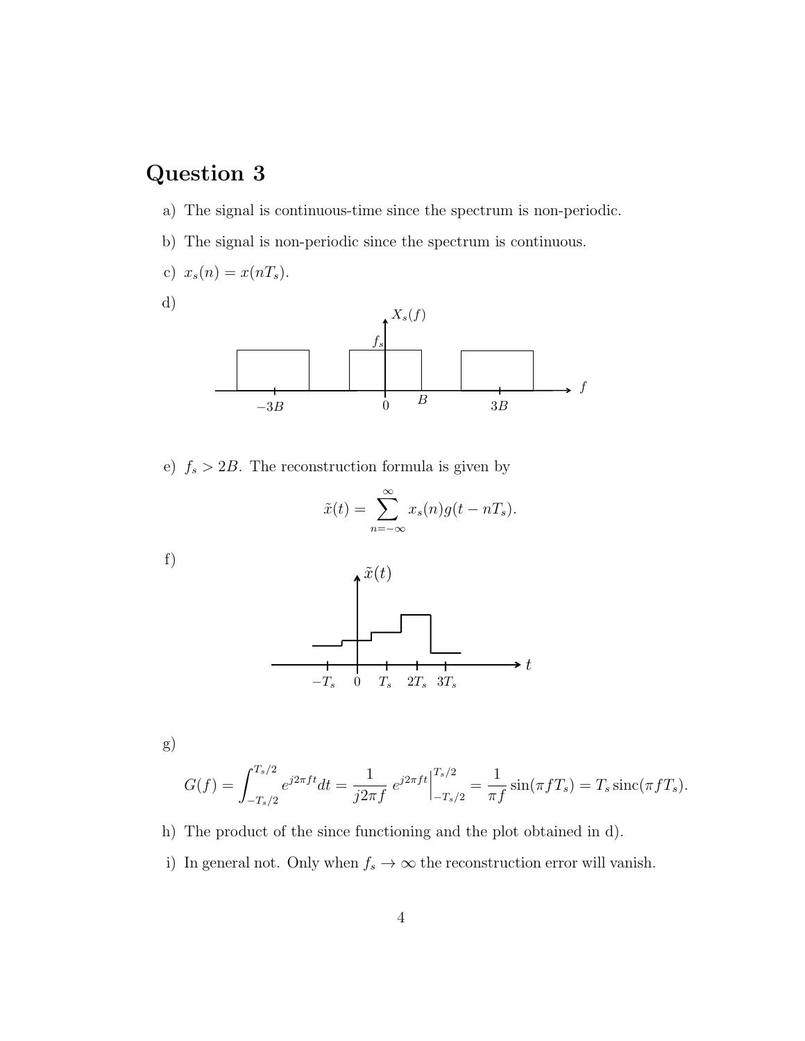# Question 3

a) The signal is continuous-time since the spectrum is non-periodic.

b) The signal is non-periodic since the spectrum is continuous.

c) $x_s(n) = x(nT_s)$.

d)

$X_s(f)$

$f_s$

$f$

$-3B$

$0$

$B$

$3B$

e) $f_s > 2B$. The reconstruction formula is given by

$$\tilde{x}(t) = \sum_{n=-\infty}^{\infty} x_s(n) g(t - nT_s).$$

f)

$\tilde{x}(t)$

$t$

$-T_s$ $0$ $T_s$ $2T_s$ $3T_s$

g)

$$G(f) = \int_{-T_s/2}^{T_s/2} e^{j2\pi ft} dt = \frac{1}{j2\pi f} \left. e^{j2\pi ft} \right|_{-T_s/2}^{T_s/2} = \frac{1}{\pi f} \sin(\pi f T_s) = T_s \operatorname{sinc}(\pi f T_s).$$

h) The product of the since functioning and the plot obtained in d).

i) In general not. Only when $f_s \to \infty$ the reconstruction error will vanish.